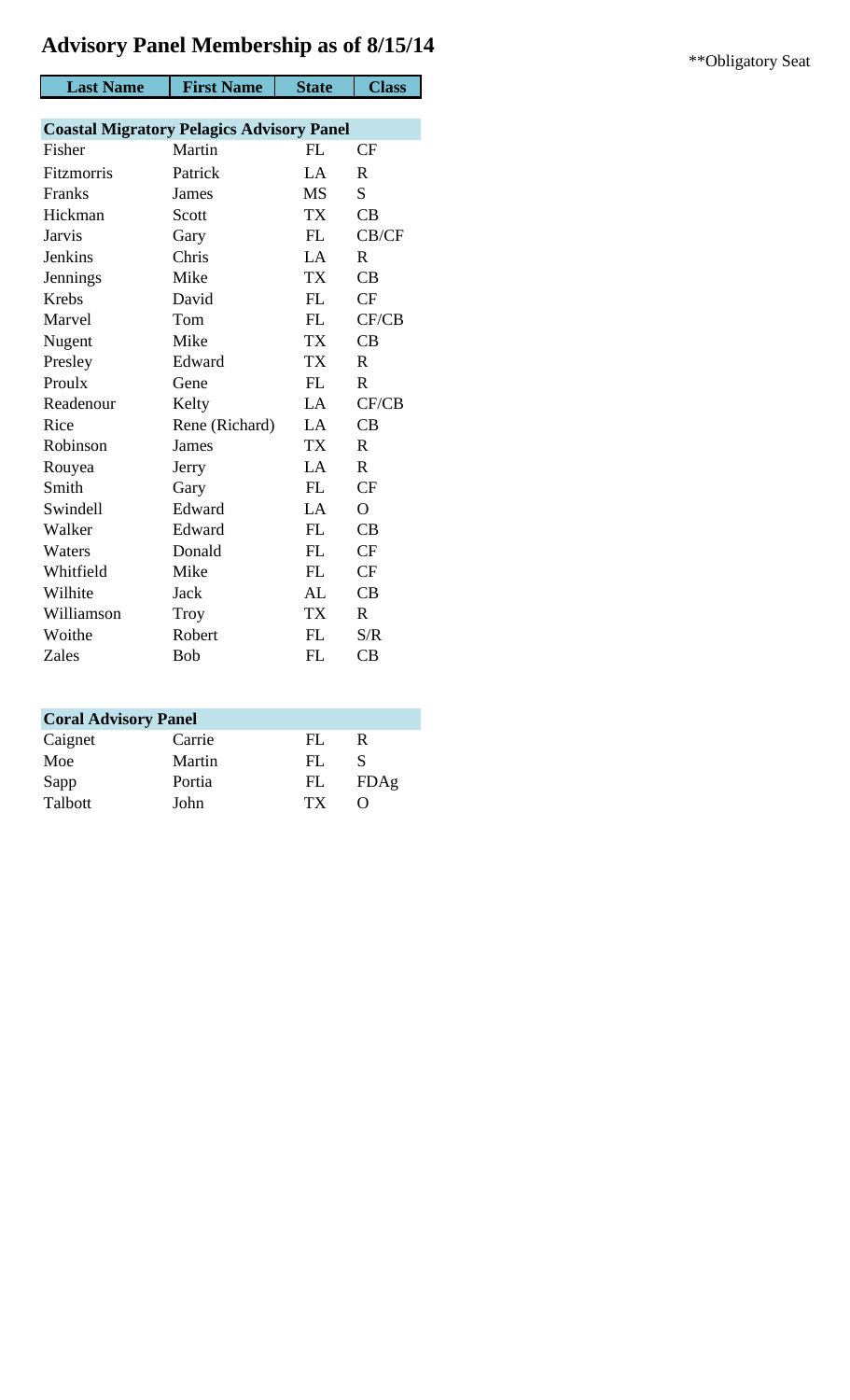# Advisory Panel Membership as of 8/15/14

**Obligatory Seat

| Last Name | First Name | State | Class |
|---|---|---|---|
| **Coastal Migratory Pelagics Advisory Panel** | | | |
| Fisher | Martin | FL | CF |
| Fitzmorris | Patrick | LA | R |
| Franks | James | MS | S |
| Hickman | Scott | TX | CB |
| Jarvis | Gary | FL | CB/CF |
| Jenkins | Chris | LA | R |
| Jennings | Mike | TX | CB |
| Krebs | David | FL | CF |
| Marvel | Tom | FL | CF/CB |
| Nugent | Mike | TX | CB |
| Presley | Edward | TX | R |
| Proulx | Gene | FL | R |
| Readenour | Kelty | LA | CF/CB |
| Rice | Rene (Richard) | LA | CB |
| Robinson | James | TX | R |
| Rouyea | Jerry | LA | R |
| Smith | Gary | FL | CF |
| Swindell | Edward | LA | O |
| Walker | Edward | FL | CB |
| Waters | Donald | FL | CF |
| Whitfield | Mike | FL | CF |
| Wilhite | Jack | AL | CB |
| Williamson | Troy | TX | R |
| Woithe | Robert | FL | S/R |
| Zales | Bob | FL | CB |
| **Coral Advisory Panel** | | | |
| Caignet | Carrie | FL | R |
| Moe | Martin | FL | S |
| Sapp | Portia | FL | FDAg |
| Talbott | John | TX | O |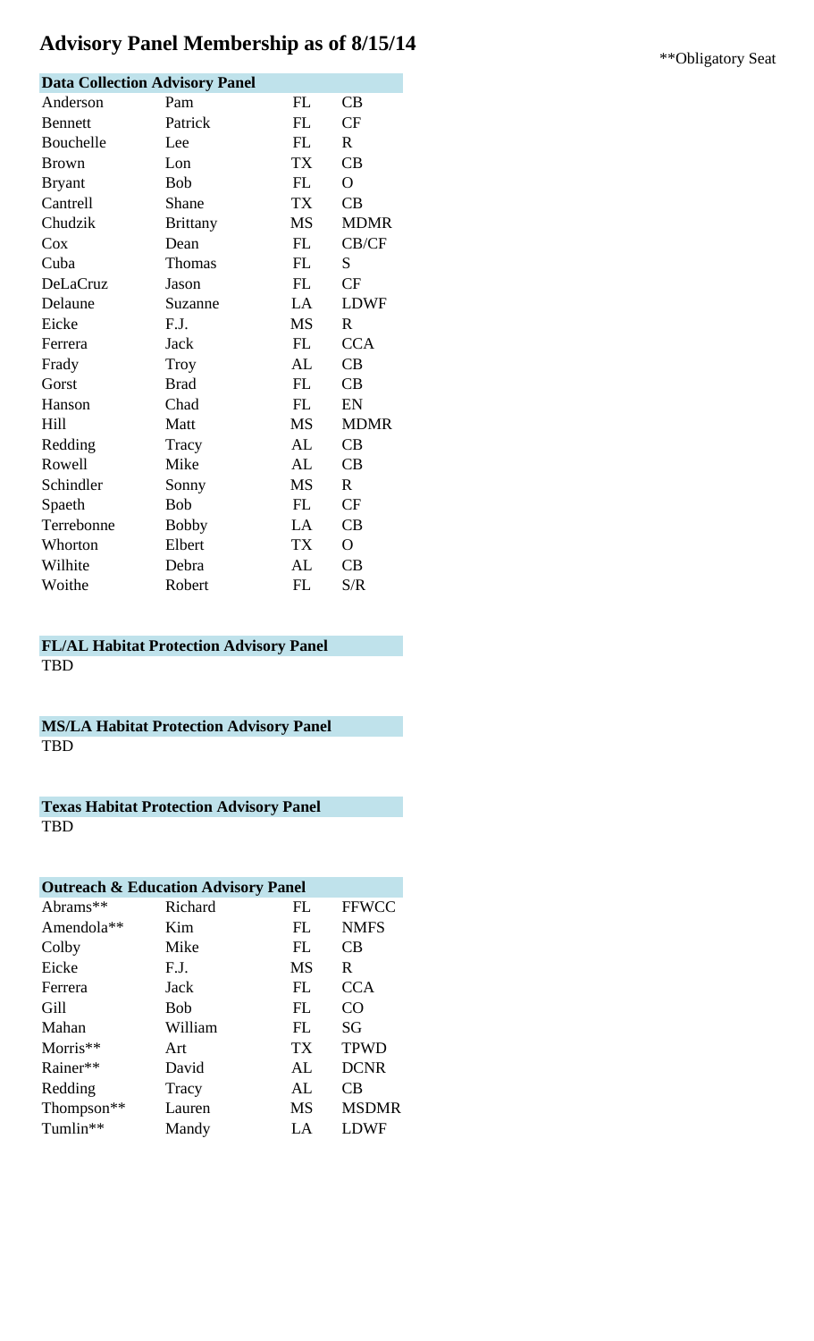# Advisory Panel Membership as of 8/15/14

**Obligatory Seat

## Data Collection Advisory Panel

| | | | |
|---|---|---|---|
| Anderson | Pam | FL | CB |
| Bennett | Patrick | FL | CF |
| Bouchelle | Lee | FL | R |
| Brown | Lon | TX | CB |
| Bryant | Bob | FL | O |
| Cantrell | Shane | TX | CB |
| Chudzik | Brittany | MS | MDMR |
| Cox | Dean | FL | CB/CF |
| Cuba | Thomas | FL | S |
| DeLaCruz | Jason | FL | CF |
| Delaune | Suzanne | LA | LDWF |
| Eicke | F.J. | MS | R |
| Ferrera | Jack | FL | CCA |
| Frady | Troy | AL | CB |
| Gorst | Brad | FL | CB |
| Hanson | Chad | FL | EN |
| Hill | Matt | MS | MDMR |
| Redding | Tracy | AL | CB |
| Rowell | Mike | AL | CB |
| Schindler | Sonny | MS | R |
| Spaeth | Bob | FL | CF |
| Terrebonne | Bobby | LA | CB |
| Whorton | Elbert | TX | O |
| Wilhite | Debra | AL | CB |
| Woithe | Robert | FL | S/R |

## FL/AL Habitat Protection Advisory Panel

TBD

## MS/LA Habitat Protection Advisory Panel

TBD

## Texas Habitat Protection Advisory Panel

TBD

## Outreach & Education Advisory Panel

| | | | |
|---|---|---|---|
| Abrams** | Richard | FL | FFWCC |
| Amendola** | Kim | FL | NMFS |
| Colby | Mike | FL | CB |
| Eicke | F.J. | MS | R |
| Ferrera | Jack | FL | CCA |
| Gill | Bob | FL | CO |
| Mahan | William | FL | SG |
| Morris** | Art | TX | TPWD |
| Rainer** | David | AL | DCNR |
| Redding | Tracy | AL | CB |
| Thompson** | Lauren | MS | MSDMR |
| Tumlin** | Mandy | LA | LDWF |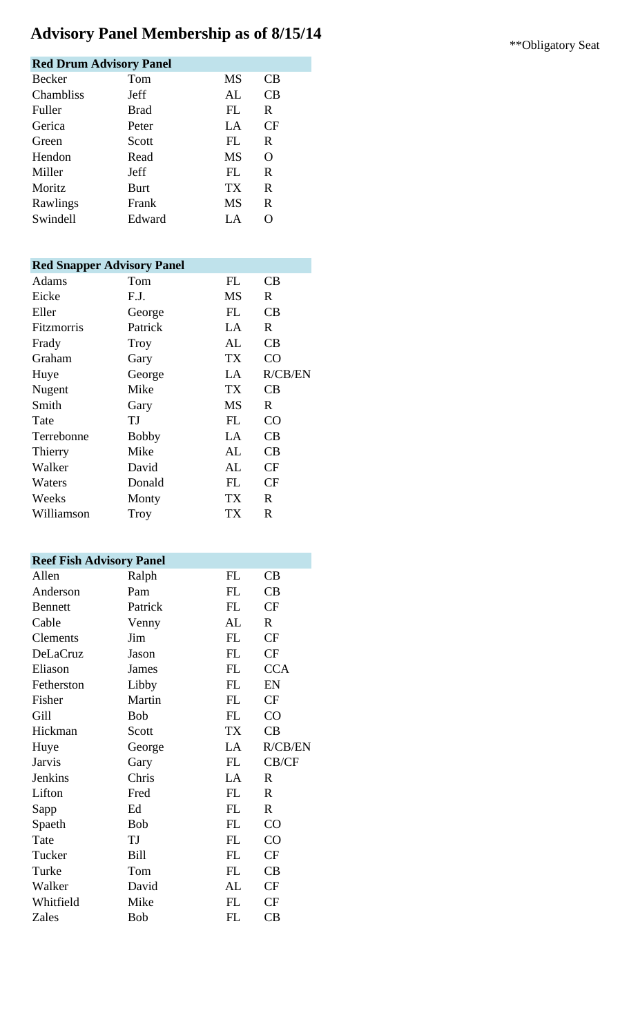# Advisory Panel Membership as of 8/15/14

**Obligatory Seat

| Red Drum Advisory Panel | | | |
|---|---|---|---|
| Becker | Tom | MS | CB |
| Chambliss | Jeff | AL | CB |
| Fuller | Brad | FL | R |
| Gerica | Peter | LA | CF |
| Green | Scott | FL | R |
| Hendon | Read | MS | O |
| Miller | Jeff | FL | R |
| Moritz | Burt | TX | R |
| Rawlings | Frank | MS | R |
| Swindell | Edward | LA | O |

| Red Snapper Advisory Panel | | | |
|---|---|---|---|
| Adams | Tom | FL | CB |
| Eicke | F.J. | MS | R |
| Eller | George | FL | CB |
| Fitzmorris | Patrick | LA | R |
| Frady | Troy | AL | CB |
| Graham | Gary | TX | CO |
| Huye | George | LA | R/CB/EN |
| Nugent | Mike | TX | CB |
| Smith | Gary | MS | R |
| Tate | TJ | FL | CO |
| Terrebonne | Bobby | LA | CB |
| Thierry | Mike | AL | CB |
| Walker | David | AL | CF |
| Waters | Donald | FL | CF |
| Weeks | Monty | TX | R |
| Williamson | Troy | TX | R |

| Reef Fish Advisory Panel | | | |
|---|---|---|---|
| Allen | Ralph | FL | CB |
| Anderson | Pam | FL | CB |
| Bennett | Patrick | FL | CF |
| Cable | Venny | AL | R |
| Clements | Jim | FL | CF |
| DeLaCruz | Jason | FL | CF |
| Eliason | James | FL | CCA |
| Fetherston | Libby | FL | EN |
| Fisher | Martin | FL | CF |
| Gill | Bob | FL | CO |
| Hickman | Scott | TX | CB |
| Huye | George | LA | R/CB/EN |
| Jarvis | Gary | FL | CB/CF |
| Jenkins | Chris | LA | R |
| Lifton | Fred | FL | R |
| Sapp | Ed | FL | R |
| Spaeth | Bob | FL | CO |
| Tate | TJ | FL | CO |
| Tucker | Bill | FL | CF |
| Turke | Tom | FL | CB |
| Walker | David | AL | CF |
| Whitfield | Mike | FL | CF |
| Zales | Bob | FL | CB |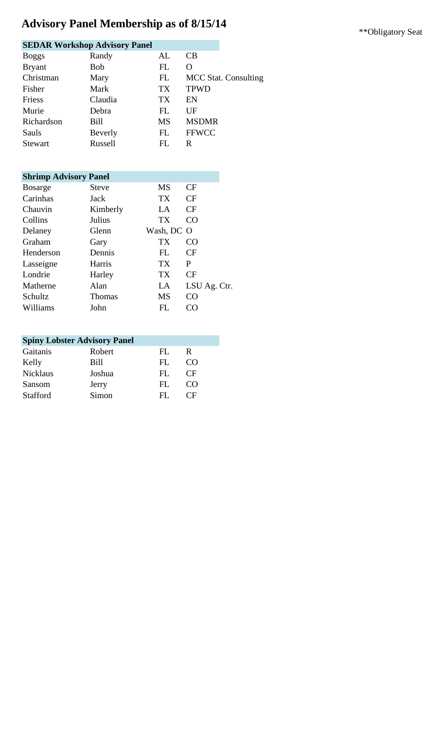# Advisory Panel Membership as of 8/15/14

**Obligatory Seat

## SEDAR Workshop Advisory Panel

| | | | |
|---|---|---|---|
| Boggs | Randy | AL | CB |
| Bryant | Bob | FL | O |
| Christman | Mary | FL | MCC Stat. Consulting |
| Fisher | Mark | TX | TPWD |
| Friess | Claudia | TX | EN |
| Murie | Debra | FL | UF |
| Richardson | Bill | MS | MSDMR |
| Sauls | Beverly | FL | FFWCC |
| Stewart | Russell | FL | R |

## Shrimp Advisory Panel

| | | | |
|---|---|---|---|
| Bosarge | Steve | MS | CF |
| Carinhas | Jack | TX | CF |
| Chauvin | Kimberly | LA | CF |
| Collins | Julius | TX | CO |
| Delaney | Glenn | Wash, DC | O |
| Graham | Gary | TX | CO |
| Henderson | Dennis | FL | CF |
| Lasseigne | Harris | TX | P |
| Londrie | Harley | TX | CF |
| Matherne | Alan | LA | LSU Ag. Ctr. |
| Schultz | Thomas | MS | CO |
| Williams | John | FL | CO |

## Spiny Lobster Advisory Panel

| | | | |
|---|---|---|---|
| Gaitanis | Robert | FL | R |
| Kelly | Bill | FL | CO |
| Nicklaus | Joshua | FL | CF |
| Sansom | Jerry | FL | CO |
| Stafford | Simon | FL | CF |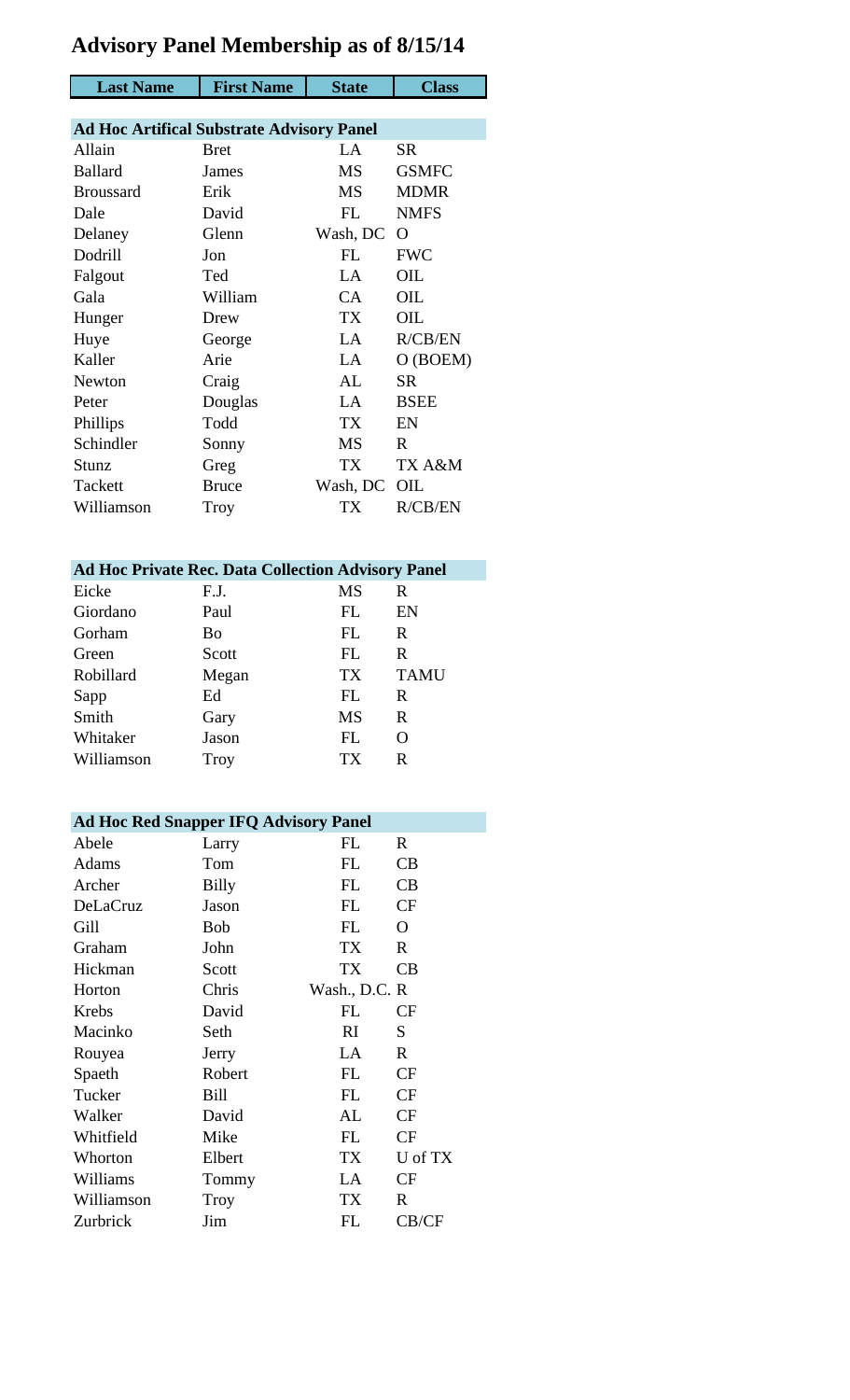# Advisory Panel Membership as of 8/15/14

| Last Name | First Name | State | Class |
|---|---|---|---|
| **Ad Hoc Artifical Substrate Advisory Panel** | | | |
| Allain | Bret | LA | SR |
| Ballard | James | MS | GSMFC |
| Broussard | Erik | MS | MDMR |
| Dale | David | FL | NMFS |
| Delaney | Glenn | Wash, DC | O |
| Dodrill | Jon | FL | FWC |
| Falgout | Ted | LA | OIL |
| Gala | William | CA | OIL |
| Hunger | Drew | TX | OIL |
| Huye | George | LA | R/CB/EN |
| Kaller | Arie | LA | O (BOEM) |
| Newton | Craig | AL | SR |
| Peter | Douglas | LA | BSEE |
| Phillips | Todd | TX | EN |
| Schindler | Sonny | MS | R |
| Stunz | Greg | TX | TX A&M |
| Tackett | Bruce | Wash, DC | OIL |
| Williamson | Troy | TX | R/CB/EN |
| **Ad Hoc Private Rec. Data Collection Advisory Panel** | | | |
| Eicke | F.J. | MS | R |
| Giordano | Paul | FL | EN |
| Gorham | Bo | FL | R |
| Green | Scott | FL | R |
| Robillard | Megan | TX | TAMU |
| Sapp | Ed | FL | R |
| Smith | Gary | MS | R |
| Whitaker | Jason | FL | O |
| Williamson | Troy | TX | R |
| **Ad Hoc Red Snapper IFQ Advisory Panel** | | | |
| Abele | Larry | FL | R |
| Adams | Tom | FL | CB |
| Archer | Billy | FL | CB |
| DeLaCruz | Jason | FL | CF |
| Gill | Bob | FL | O |
| Graham | John | TX | R |
| Hickman | Scott | TX | CB |
| Horton | Chris | Wash., D.C. | R |
| Krebs | David | FL | CF |
| Macinko | Seth | RI | S |
| Rouyea | Jerry | LA | R |
| Spaeth | Robert | FL | CF |
| Tucker | Bill | FL | CF |
| Walker | David | AL | CF |
| Whitfield | Mike | FL | CF |
| Whorton | Elbert | TX | U of TX |
| Williams | Tommy | LA | CF |
| Williamson | Troy | TX | R |
| Zurbrick | Jim | FL | CB/CF |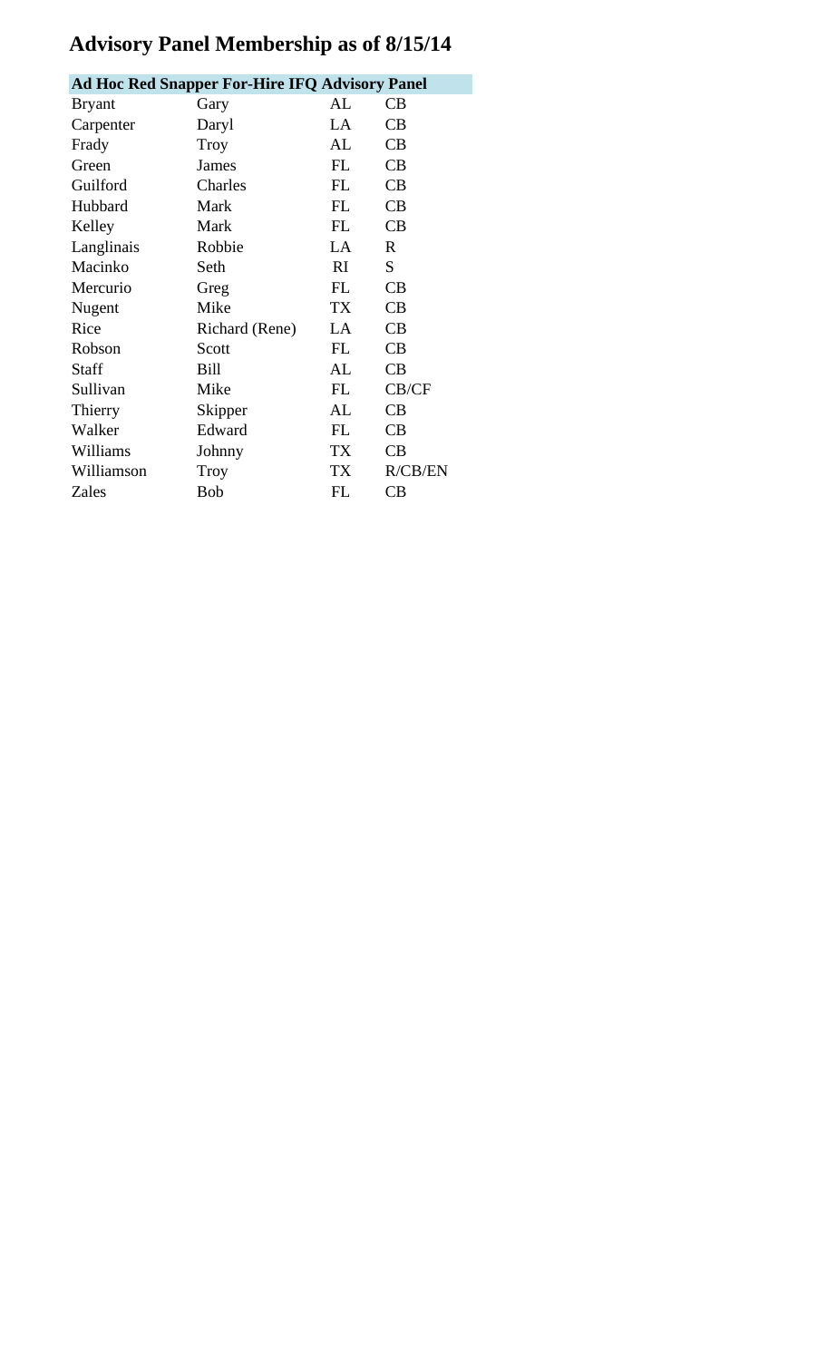# Advisory Panel Membership as of 8/15/14

| Ad Hoc Red Snapper For-Hire IFQ Advisory Panel | | | |
|---|---|---|---|
| Bryant | Gary | AL | CB |
| Carpenter | Daryl | LA | CB |
| Frady | Troy | AL | CB |
| Green | James | FL | CB |
| Guilford | Charles | FL | CB |
| Hubbard | Mark | FL | CB |
| Kelley | Mark | FL | CB |
| Langlinais | Robbie | LA | R |
| Macinko | Seth | RI | S |
| Mercurio | Greg | FL | CB |
| Nugent | Mike | TX | CB |
| Rice | Richard (Rene) | LA | CB |
| Robson | Scott | FL | CB |
| Staff | Bill | AL | CB |
| Sullivan | Mike | FL | CB/CF |
| Thierry | Skipper | AL | CB |
| Walker | Edward | FL | CB |
| Williams | Johnny | TX | CB |
| Williamson | Troy | TX | R/CB/EN |
| Zales | Bob | FL | CB |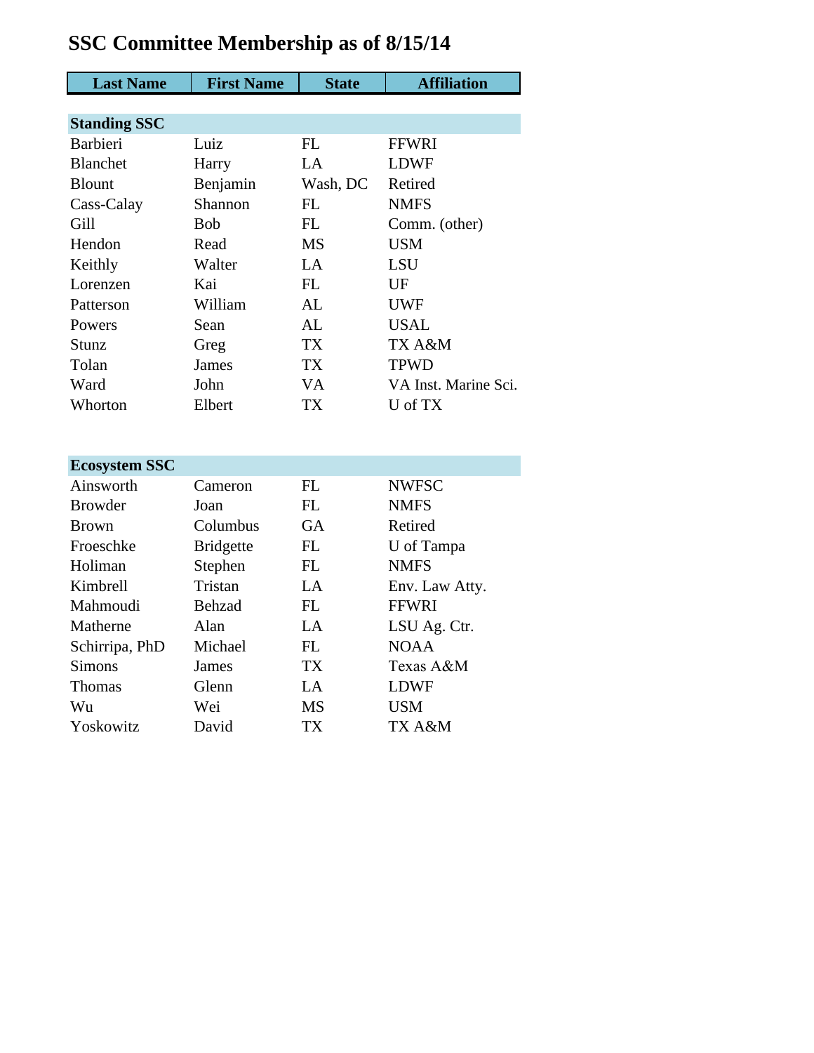# SSC Committee Membership as of 8/15/14

| Last Name | First Name | State | Affiliation |
|---|---|---|---|
| **Standing SSC** | | | |
| Barbieri | Luiz | FL | FFWRI |
| Blanchet | Harry | LA | LDWF |
| Blount | Benjamin | Wash, DC | Retired |
| Cass-Calay | Shannon | FL | NMFS |
| Gill | Bob | FL | Comm. (other) |
| Hendon | Read | MS | USM |
| Keithly | Walter | LA | LSU |
| Lorenzen | Kai | FL | UF |
| Patterson | William | AL | UWF |
| Powers | Sean | AL | USAL |
| Stunz | Greg | TX | TX A&M |
| Tolan | James | TX | TPWD |
| Ward | John | VA | VA Inst. Marine Sci. |
| Whorton | Elbert | TX | U of TX |
| **Ecosystem SSC** | | | |
| Ainsworth | Cameron | FL | NWFSC |
| Browder | Joan | FL | NMFS |
| Brown | Columbus | GA | Retired |
| Froeschke | Bridgette | FL | U of Tampa |
| Holiman | Stephen | FL | NMFS |
| Kimbrell | Tristan | LA | Env. Law Atty. |
| Mahmoudi | Behzad | FL | FFWRI |
| Matherne | Alan | LA | LSU Ag. Ctr. |
| Schirripa, PhD | Michael | FL | NOAA |
| Simons | James | TX | Texas A&M |
| Thomas | Glenn | LA | LDWF |
| Wu | Wei | MS | USM |
| Yoskowitz | David | TX | TX A&M |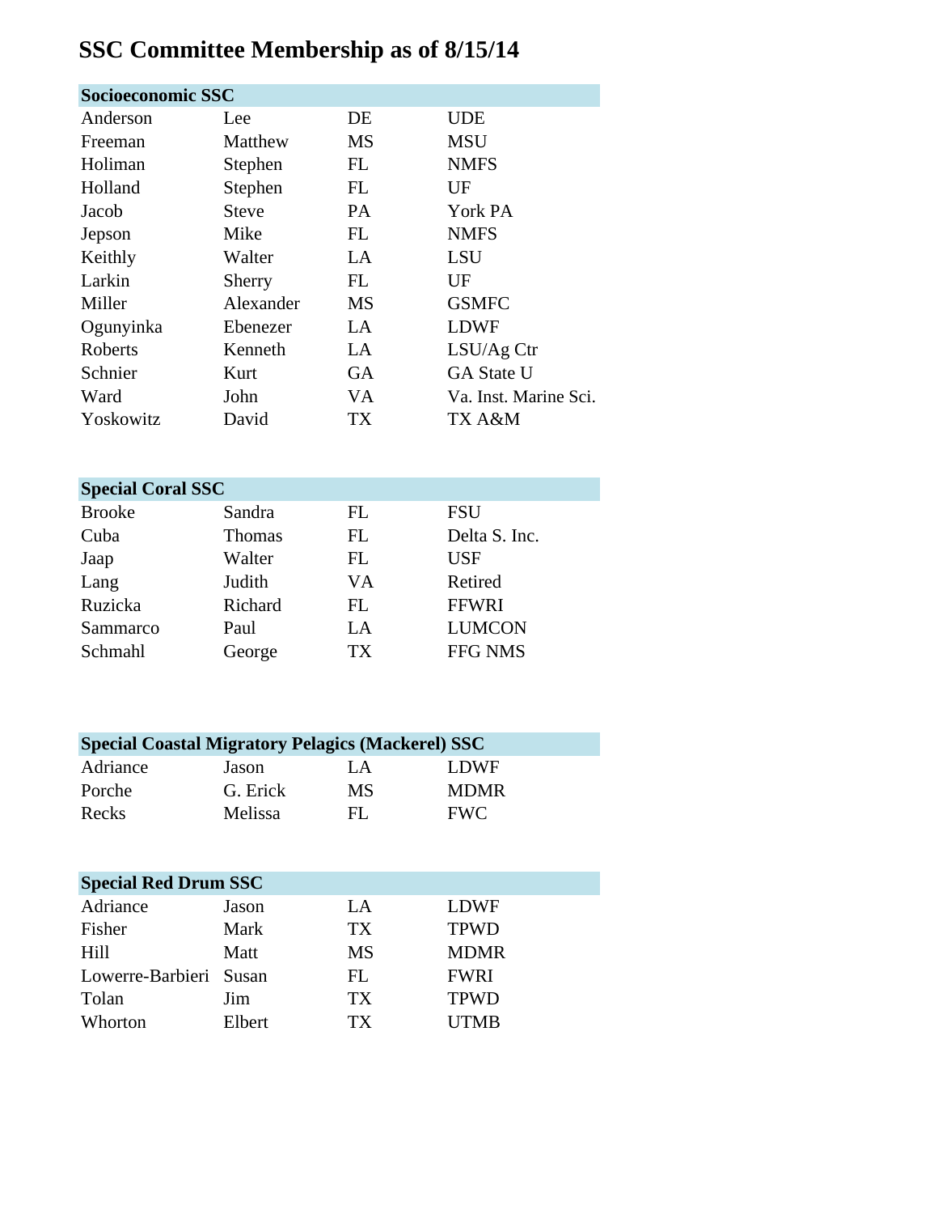# SSC Committee Membership as of 8/15/14

| Socioeconomic SSC | | | |
|---|---|---|---|
| Anderson | Lee | DE | UDE |
| Freeman | Matthew | MS | MSU |
| Holiman | Stephen | FL | NMFS |
| Holland | Stephen | FL | UF |
| Jacob | Steve | PA | York PA |
| Jepson | Mike | FL | NMFS |
| Keithly | Walter | LA | LSU |
| Larkin | Sherry | FL | UF |
| Miller | Alexander | MS | GSMFC |
| Ogunyinka | Ebenezer | LA | LDWF |
| Roberts | Kenneth | LA | LSU/Ag Ctr |
| Schnier | Kurt | GA | GA State U |
| Ward | John | VA | Va. Inst. Marine Sci. |
| Yoskowitz | David | TX | TX A&M |

| Special Coral SSC | | | |
|---|---|---|---|
| Brooke | Sandra | FL | FSU |
| Cuba | Thomas | FL | Delta S. Inc. |
| Jaap | Walter | FL | USF |
| Lang | Judith | VA | Retired |
| Ruzicka | Richard | FL | FFWRI |
| Sammarco | Paul | LA | LUMCON |
| Schmahl | George | TX | FFG NMS |

| Special Coastal Migratory Pelagics (Mackerel) SSC | | | |
|---|---|---|---|
| Adriance | Jason | LA | LDWF |
| Porche | G. Erick | MS | MDMR |
| Recks | Melissa | FL | FWC |

| Special Red Drum SSC | | | |
|---|---|---|---|
| Adriance | Jason | LA | LDWF |
| Fisher | Mark | TX | TPWD |
| Hill | Matt | MS | MDMR |
| Lowerre-Barbieri | Susan | FL | FWRI |
| Tolan | Jim | TX | TPWD |
| Whorton | Elbert | TX | UTMB |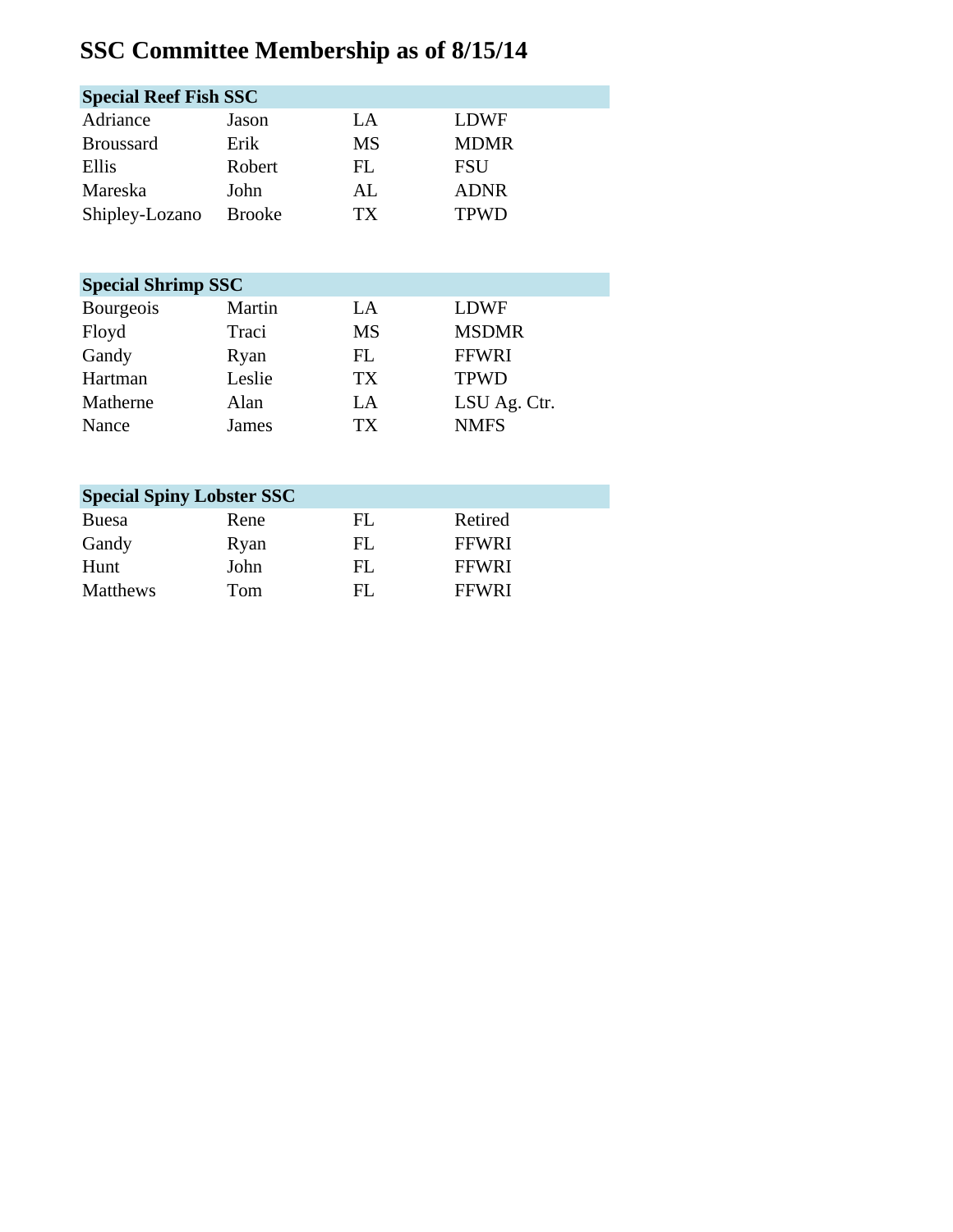# SSC Committee Membership as of 8/15/14

| Special Reef Fish SSC | | | |
|---|---|---|---|
| Adriance | Jason | LA | LDWF |
| Broussard | Erik | MS | MDMR |
| Ellis | Robert | FL | FSU |
| Mareska | John | AL | ADNR |
| Shipley-Lozano | Brooke | TX | TPWD |

| Special Shrimp SSC | | | |
|---|---|---|---|
| Bourgeois | Martin | LA | LDWF |
| Floyd | Traci | MS | MSDMR |
| Gandy | Ryan | FL | FFWRI |
| Hartman | Leslie | TX | TPWD |
| Matherne | Alan | LA | LSU Ag. Ctr. |
| Nance | James | TX | NMFS |

| Special Spiny Lobster SSC | | | |
|---|---|---|---|
| Buesa | Rene | FL | Retired |
| Gandy | Ryan | FL | FFWRI |
| Hunt | John | FL | FFWRI |
| Matthews | Tom | FL | FFWRI |